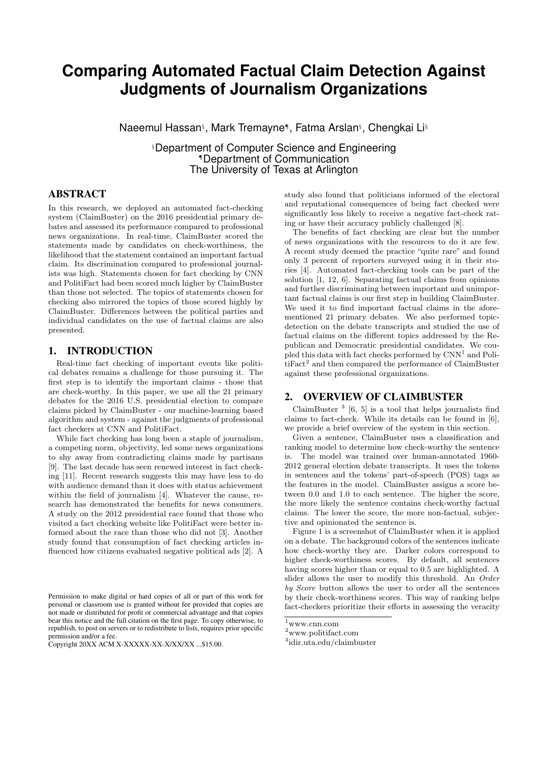# Comparing Automated Factual Claim Detection Against Judgments of Journalism Organizations

Naeemul Hassan[§], Mark Tremayne[¶], Fatma Arslan[§], Chengkai Li[§]

[§]Department of Computer Science and Engineering
[¶]Department of Communication
The University of Texas at Arlington

## ABSTRACT

In this research, we deployed an automated fact-checking system (ClaimBuster) on the 2016 presidential primary debates and assessed its performance compared to professional news organizations. In real-time, ClaimBuster scored the statements made by candidates on check-worthiness, the likelihood that the statement contained an important factual claim. Its discrimination compared to professional journalists was high. Statements chosen for fact checking by CNN and PolitiFact had been scored much higher by ClaimBuster than those not selected. The topics of statements chosen for checking also mirrored the topics of those scored highly by ClaimBuster. Differences between the political parties and individual candidates on the use of factual claims are also presented.

## 1. INTRODUCTION

Real-time fact checking of important events like political debates remains a challenge for those pursuing it. The first step is to identify the important claims - those that are check-worthy. In this paper, we use all the 21 primary debates for the 2016 U.S. presidential election to compare claims picked by ClaimBuster - our machine-learning based algorithm and system - against the judgments of professional fact checkers at CNN and PolitiFact.

While fact checking has long been a staple of journalism, a competing norm, objectivity, led some news organizations to shy away from contradicting claims made by partisans [9]. The last decade has seen renewed interest in fact checking [11]. Recent research suggests this may have less to do with audience demand than it does with status achievement within the field of journalism [4]. Whatever the cause, research has demonstrated the benefits for news consumers. A study on the 2012 presidential race found that those who visited a fact checking website like PolitiFact were better informed about the race than those who did not [3]. Another study found that consumption of fact checking articles influenced how citizens evaluated negative political ads [2]. A study also found that politicians informed of the electoral and reputational consequences of being fact checked were significantly less likely to receive a negative fact-check rating or have their accuracy publicly challenged [8].

The benefits of fact checking are clear but the number of news organizations with the resources to do it are few. A recent study deemed the practice "quite rare" and found only 3 percent of reporters surveyed using it in their stories [4]. Automated fact-checking tools can be part of the solution [1, 12, 6]. Separating factual claims from opinions and further discriminating between important and unimportant factual claims is our first step in building ClaimBuster. We used it to find important factual claims in the aforementioned 21 primary debates. We also performed topic-detection on the debate transcripts and studied the use of factual claims on the different topics addressed by the Republican and Democratic presidential candidates. We coupled this data with fact checks performed by CNN[1] and PolitiFact[2] and then compared the performance of ClaimBuster against these professional organizations.

## 2. OVERVIEW OF CLAIMBUSTER

ClaimBuster [3] [6, 5] is a tool that helps journalists find claims to fact-check. While its details can be found in [6], we provide a brief overview of the system in this section.

Given a sentence, ClaimBuster uses a classification and ranking model to determine how check-worthy the sentence is. The model was trained over human-annotated 1960-2012 general election debate transcripts. It uses the tokens in sentences and the tokens' part-of-speech (POS) tags as the features in the model. ClaimBuster assigns a score between 0.0 and 1.0 to each sentence. The higher the score, the more likely the sentence contains check-worthy factual claims. The lower the score, the more non-factual, subjective and opinionated the sentence is.

Figure 1 is a screenshot of ClaimBuster when it is applied on a debate. The background colors of the sentences indicate how check-worthy they are. Darker colors correspond to higher check-worthiness scores. By default, all sentences having scores higher than or equal to 0.5 are highlighted. A slider allows the user to modify this threshold. An *Order by Score* button allows the user to order all the sentences by their check-worthiness scores. This way of ranking helps fact-checkers prioritize their efforts in assessing the veracity

[1]www.cnn.com

[2]www.politifact.com

[3]idir.uta.edu/claimbuster

Permission to make digital or hard copies of all or part of this work for personal or classroom use is granted without fee provided that copies are not made or distributed for profit or commercial advantage and that copies bear this notice and the full citation on the first page. To copy otherwise, to republish, to post on servers or to redistribute to lists, requires prior specific permission and/or a fee.
Copyright 20XX ACM X-XXXXX-XX-X/XX/XX ...$15.00.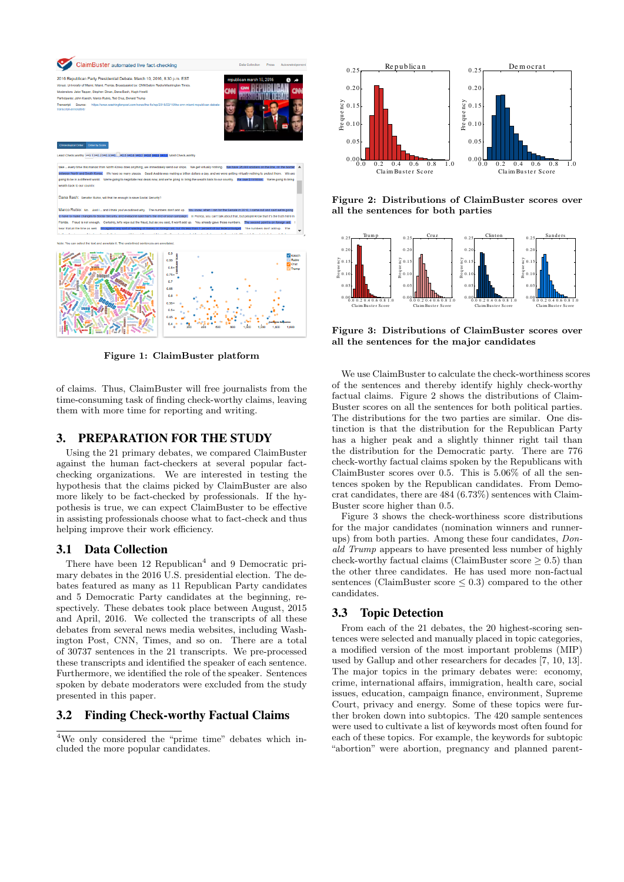Figure 1: ClaimBuster platform

of claims. Thus, ClaimBuster will free journalists from the time-consuming task of finding check-worthy claims, leaving them with more time for reporting and writing.

## 3. PREPARATION FOR THE STUDY

Using the 21 primary debates, we compared ClaimBuster against the human fact-checkers at several popular fact-checking organizations. We are interested in testing the hypothesis that the claims picked by ClaimBuster are also more likely to be fact-checked by professionals. If the hypothesis is true, we can expect ClaimBuster to be effective in assisting professionals choose what to fact-check and thus helping improve their work efficiency.

### 3.1 Data Collection

There have been 12 Republican[4] and 9 Democratic primary debates in the 2016 U.S. presidential election. The debates featured as many as 11 Republican Party candidates and 5 Democratic Party candidates at the beginning, respectively. These debates took place between August, 2015 and April, 2016. We collected the transcripts of all these debates from several news media websites, including Washington Post, CNN, Times, and so on. There are a total of 30737 sentences in the 21 transcripts. We pre-processed these transcripts and identified the speaker of each sentence. Furthermore, we identified the role of the speaker. Sentences spoken by debate moderators were excluded from the study presented in this paper.

### 3.2 Finding Check-worthy Factual Claims

[4]We only considered the "prime time" debates which included the more popular candidates.

Figure 2: Distributions of ClaimBuster scores over all the sentences for both parties

Figure 3: Distributions of ClaimBuster scores over all the sentences for the major candidates

We use ClaimBuster to calculate the check-worthiness scores of the sentences and thereby identify highly check-worthy factual claims. Figure 2 shows the distributions of ClaimBuster scores on all the sentences for both political parties. The distributions for the two parties are similar. One distinction is that the distribution for the Republican Party has a higher peak and a slightly thinner right tail than the distribution for the Democratic party. There are 776 check-worthy factual claims spoken by the Republicans with ClaimBuster scores over 0.5. This is 5.06% of all the sentences spoken by the Republican candidates. From Democrat candidates, there are 484 (6.73%) sentences with ClaimBuster score higher than 0.5.

Figure 3 shows the check-worthiness score distributions for the major candidates (nomination winners and runner-ups) from both parties. Among these four candidates, *Donald Trump* appears to have presented less number of highly check-worthy factual claims (ClaimBuster score $\geq 0.5$) than the other three candidates. He has used more non-factual sentences (ClaimBuster score $\leq 0.3$) compared to the other candidates.

### 3.3 Topic Detection

From each of the 21 debates, the 20 highest-scoring sentences were selected and manually placed in topic categories, a modified version of the most important problems (MIP) used by Gallup and other researchers for decades [7, 10, 13]. The major topics in the primary debates were: economy, crime, international affairs, immigration, health care, social issues, education, campaign finance, environment, Supreme Court, privacy and energy. Some of these topics were further broken down into subtopics. The 420 sample sentences were used to cultivate a list of keywords most often found for each of these topics. For example, the keywords for subtopic "abortion" were abortion, pregnancy and planned parent-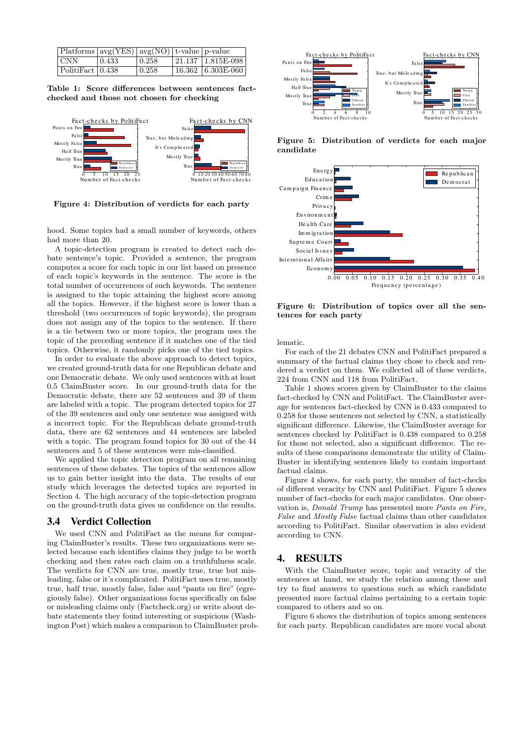| Platforms | avg(YES) | avg(NO) | t-value | p-value |
|---|---|---|---|---|
| CNN | 0.433 | 0.258 | 21.137 | 1.815E-098 |
| PolitiFact | 0.438 | 0.258 | 16.362 | 6.303E-060 |

**Table 1: Score differences between sentences fact-checked and those not chosen for checking**

**Figure 4: Distribution of verdicts for each party**

hood. Some topics had a small number of keywords, others had more than 20.

A topic-detection program is created to detect each debate sentence's topic. Provided a sentence, the program computes a score for each topic in our list based on presence of each topic's keywords in the sentence. The score is the total number of occurrences of such keywords. The sentence is assigned to the topic attaining the highest score among all the topics. However, if the highest score is lower than a threshold (two occurrences of topic keywords), the program does not assign any of the topics to the sentence. If there is a tie between two or more topics, the program uses the topic of the preceding sentence if it matches one of the tied topics. Otherwise, it randomly picks one of the tied topics.

In order to evaluate the above approach to detect topics, we created ground-truth data for one Republican debate and one Democratic debate. We only used sentences with at least 0.5 ClaimBuster score. In our ground-truth data for the Democratic debate, there are 52 sentences and 39 of them are labeled with a topic. The program detected topics for 27 of the 39 sentences and only one sentence was assigned with a incorrect topic. For the Republican debate ground-truth data, there are 62 sentences and 44 sentences are labeled with a topic. The program found topics for 30 out of the 44 sentences and 5 of these sentences were mis-classified.

We applied the topic detection program on all remaining sentences of these debates. The topics of the sentences allow us to gain better insight into the data. The results of our study which leverages the detected topics are reported in Section 4. The high accuracy of the topic-detection program on the ground-truth data gives us confidence on the results.

### 3.4 Verdict Collection

We used CNN and PolitiFact as the means for comparing ClaimBuster's results. These two organizations were selected because each identifies claims they judge to be worth checking and then rates each claim on a truthfulness scale. The verdicts for CNN are true, mostly true, true but misleading, false or it's complicated. PolitiFact uses true, mostly true, half true, mostly false, false and "pants on fire" (egregiously false). Other organizations focus specifically on false or misleading claims only (Factcheck.org) or write about debate statements they found interesting or suspicious (Washington Post) which makes a comparison to ClaimBuster problematic.

**Figure 5: Distribution of verdicts for each major candidate**

**Figure 6: Distribution of topics over all the sentences for each party**

For each of the 21 debates CNN and PolitiFact prepared a summary of the factual claims they chose to check and rendered a verdict on them. We collected all of these verdicts, 224 from CNN and 118 from PolitiFact.

Table 1 shows scores given by ClaimBuster to the claims fact-checked by CNN and PolitiFact. The ClaimBuster average for sentences fact-checked by CNN is 0.433 compared to 0.258 for those sentences not selected by CNN, a statistically significant difference. Likewise, the ClaimBuster average for sentences checked by PolitiFact is 0.438 compared to 0.258 for those not selected, also a significant difference. The results of these comparisons demonstrate the utility of ClaimBuster in identifying sentences likely to contain important factual claims.

Figure 4 shows, for each party, the number of fact-checks of different veracity by CNN and PolitiFact. Figure 5 shows number of fact-checks for each major candidates. One observation is, *Donald Trump* has presented more *Pants on Fire*, *False* and *Mostly False* factual claims than other candidates according to PolitiFact. Similar observation is also evident according to CNN.

## 4. RESULTS

With the ClaimBuster score, topic and veracity of the sentences at hand, we study the relation among these and try to find answers to questions such as which candidate presented more factual claims pertaining to a certain topic compared to others and so on.

Figure 6 shows the distribution of topics among sentences for each party. Republican candidates are more vocal about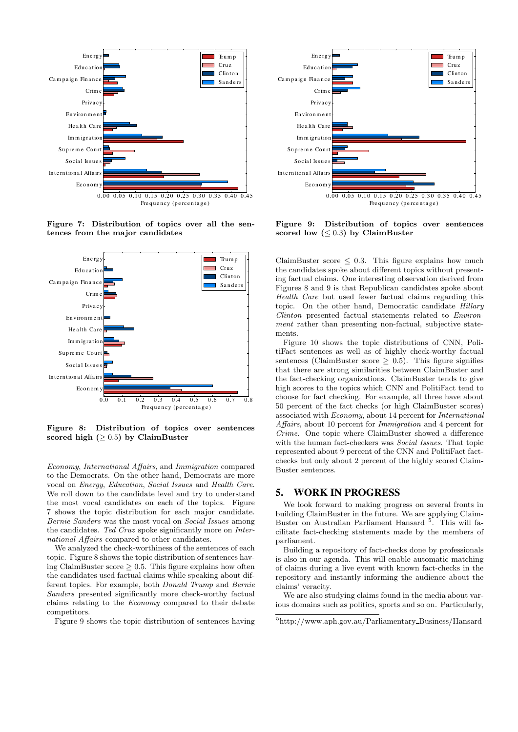Figure 7: Distribution of topics over all the sentences from the major candidates

Figure 8: Distribution of topics over sentences scored high ($\geq 0.5$) by ClaimBuster

*Economy*, *International Affairs*, and *Immigration* compared to the Democrats. On the other hand, Democrats are more vocal on *Energy*, *Education*, *Social Issues* and *Health Care*. We roll down to the candidate level and try to understand the most vocal candidates on each of the topics. Figure 7 shows the topic distribution for each major candidate. *Bernie Sanders* was the most vocal on *Social Issues* among the candidates. *Ted Cruz* spoke significantly more on *International Affairs* compared to other candidates.

We analyzed the check-worthiness of the sentences of each topic. Figure 8 shows the topic distribution of sentences having ClaimBuster score $\geq 0.5$. This figure explains how often the candidates used factual claims while speaking about different topics. For example, both *Donald Trump* and *Bernie Sanders* presented significantly more check-worthy factual claims relating to the *Economy* compared to their debate competitors.

Figure 9 shows the topic distribution of sentences having ClaimBuster score $\leq 0.3$. This figure explains how much the candidates spoke about different topics without presenting factual claims. One interesting observation derived from Figures 8 and 9 is that Republican candidates spoke about *Health Care* but used fewer factual claims regarding this topic. On the other hand, Democratic candidate *Hillary Clinton* presented factual statements related to *Environment* rather than presenting non-factual, subjective statements.

Figure 9: Distribution of topics over sentences scored low ($\leq 0.3$) by ClaimBuster

Figure 10 shows the topic distributions of CNN, PolitiFact sentences as well as of highly check-worthy factual sentences (ClaimBuster score $\geq 0.5$). This figure signifies that there are strong similarities between ClaimBuster and the fact-checking organizations. ClaimBuster tends to give high scores to the topics which CNN and PolitiFact tend to choose for fact checking. For example, all three have about 50 percent of the fact checks (or high ClaimBuster scores) associated with *Economy*, about 14 percent for *International Affairs*, about 10 percent for *Immigration* and 4 percent for *Crime*. One topic where ClaimBuster showed a difference with the human fact-checkers was *Social Issues*. That topic represented about 9 percent of the CNN and PolitiFact fact-checks but only about 2 percent of the highly scored ClaimBuster sentences.

## 5. WORK IN PROGRESS

We look forward to making progress on several fronts in building ClaimBuster in the future. We are applying ClaimBuster on Australian Parliament Hansard [5]. This will facilitate fact-checking statements made by the members of parliament.

Building a repository of fact-checks done by professionals is also in our agenda. This will enable automatic matching of claims during a live event with known fact-checks in the repository and instantly informing the audience about the claims' veracity.

We are also studying claims found in the media about various domains such as politics, sports and so on. Particularly,

[5] http://www.aph.gov.au/Parliamentary_Business/Hansard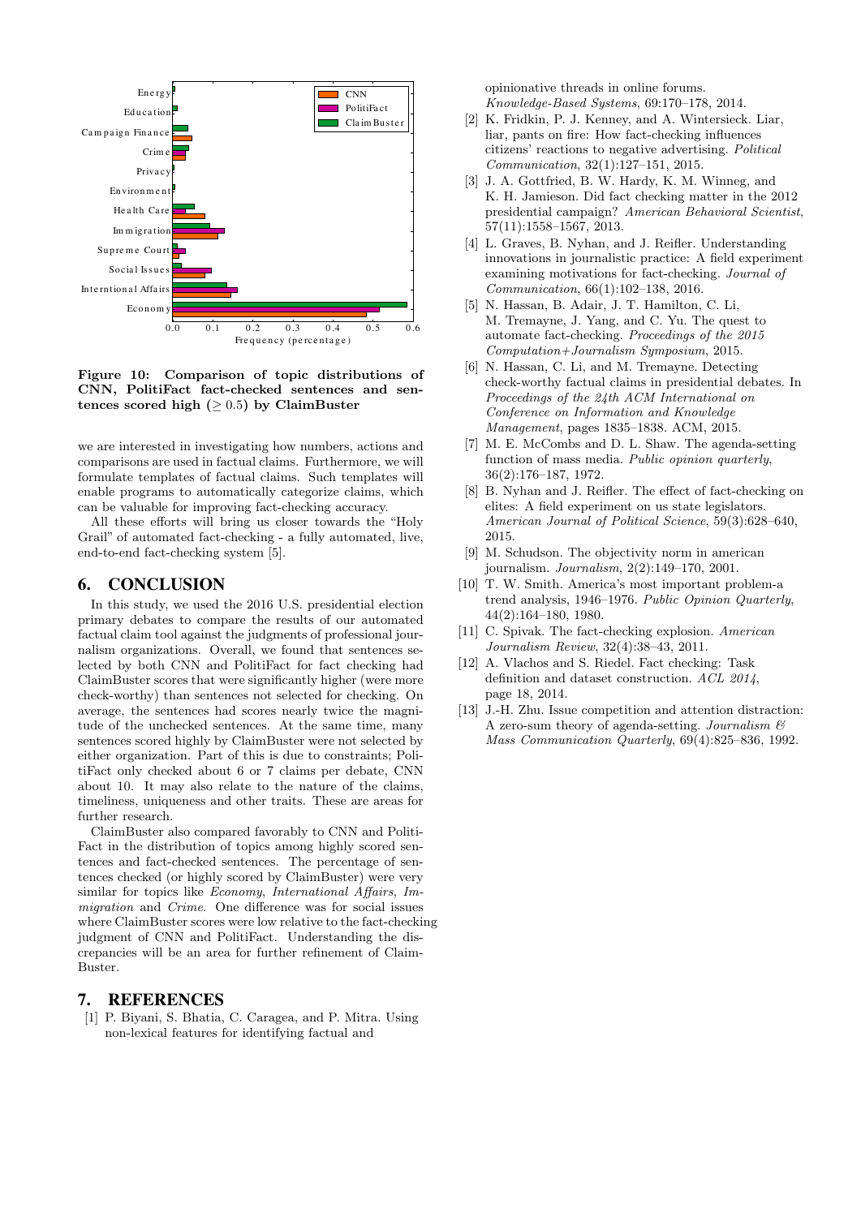Energy
Education
Campaign Finance
Crime
Privacy
Environment
Health Care
Immigration
Supreme Court
Social Issues
Interntional Affairs
Economy

CNN
PolitiFact
ClaimBuster

0.0 0.1 0.2 0.3 0.4 0.5 0.6

Frequency (percentage)

**Figure 10: Comparison of topic distributions of CNN, PolitiFact fact-checked sentences and sentences scored high ($\geq 0.5$) by ClaimBuster**

we are interested in investigating how numbers, actions and comparisons are used in factual claims. Furthermore, we will formulate templates of factual claims. Such templates will enable programs to automatically categorize claims, which can be valuable for improving fact-checking accuracy.

All these efforts will bring us closer towards the "Holy Grail" of automated fact-checking - a fully automated, live, end-to-end fact-checking system [5].

## 6. CONCLUSION

In this study, we used the 2016 U.S. presidential election primary debates to compare the results of our automated factual claim tool against the judgments of professional journalism organizations. Overall, we found that sentences selected by both CNN and PolitiFact for fact checking had ClaimBuster scores that were significantly higher (were more check-worthy) than sentences not selected for checking. On average, the sentences had scores nearly twice the magnitude of the unchecked sentences. At the same time, many sentences scored highly by ClaimBuster were not selected by either organization. Part of this is due to constraints; PolitiFact only checked about 6 or 7 claims per debate, CNN about 10. It may also relate to the nature of the claims, timeliness, uniqueness and other traits. These are areas for further research.

ClaimBuster also compared favorably to CNN and PolitiFact in the distribution of topics among highly scored sentences and fact-checked sentences. The percentage of sentences checked (or highly scored by ClaimBuster) were very similar for topics like *Economy*, *International Affairs*, *Immigration* and *Crime*. One difference was for social issues where ClaimBuster scores were low relative to the fact-checking judgment of CNN and PolitiFact. Understanding the discrepancies will be an area for further refinement of ClaimBuster.

## 7. REFERENCES

[1] P. Biyani, S. Bhatia, C. Caragea, and P. Mitra. Using non-lexical features for identifying factual and opinionative threads in online forums. *Knowledge-Based Systems*, 69:170–178, 2014.

[2] K. Fridkin, P. J. Kenney, and A. Wintersieck. Liar, liar, pants on fire: How fact-checking influences citizens' reactions to negative advertising. *Political Communication*, 32(1):127–151, 2015.

[3] J. A. Gottfried, B. W. Hardy, K. M. Winneg, and K. H. Jamieson. Did fact checking matter in the 2012 presidential campaign? *American Behavioral Scientist*, 57(11):1558–1567, 2013.

[4] L. Graves, B. Nyhan, and J. Reifler. Understanding innovations in journalistic practice: A field experiment examining motivations for fact-checking. *Journal of Communication*, 66(1):102–138, 2016.

[5] N. Hassan, B. Adair, J. T. Hamilton, C. Li, M. Tremayne, J. Yang, and C. Yu. The quest to automate fact-checking. *Proceedings of the 2015 Computation+Journalism Symposium*, 2015.

[6] N. Hassan, C. Li, and M. Tremayne. Detecting check-worthy factual claims in presidential debates. In *Proceedings of the 24th ACM International on Conference on Information and Knowledge Management*, pages 1835–1838. ACM, 2015.

[7] M. E. McCombs and D. L. Shaw. The agenda-setting function of mass media. *Public opinion quarterly*, 36(2):176–187, 1972.

[8] B. Nyhan and J. Reifler. The effect of fact-checking on elites: A field experiment on us state legislators. *American Journal of Political Science*, 59(3):628–640, 2015.

[9] M. Schudson. The objectivity norm in american journalism. *Journalism*, 2(2):149–170, 2001.

[10] T. W. Smith. America's most important problem-a trend analysis, 1946–1976. *Public Opinion Quarterly*, 44(2):164–180, 1980.

[11] C. Spivak. The fact-checking explosion. *American Journalism Review*, 32(4):38–43, 2011.

[12] A. Vlachos and S. Riedel. Fact checking: Task definition and dataset construction. *ACL 2014*, page 18, 2014.

[13] J.-H. Zhu. Issue competition and attention distraction: A zero-sum theory of agenda-setting. *Journalism & Mass Communication Quarterly*, 69(4):825–836, 1992.